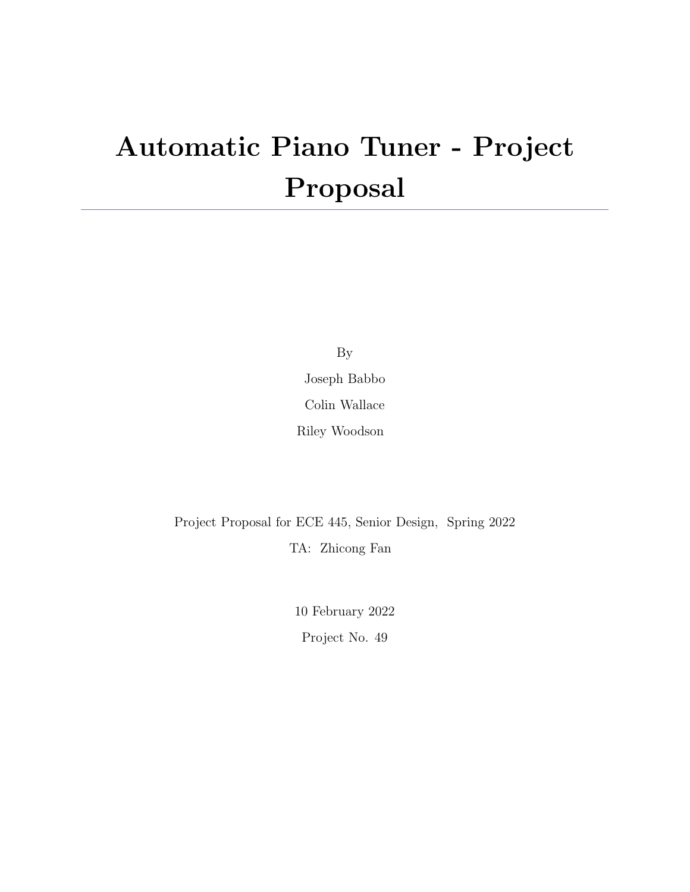# Automatic Piano Tuner - Project Proposal

By

Joseph Babbo

Colin Wallace

Riley Woodson

Project Proposal for ECE 445, Senior Design, Spring 2022

TA: Zhicong Fan

10 February 2022

Project No. 49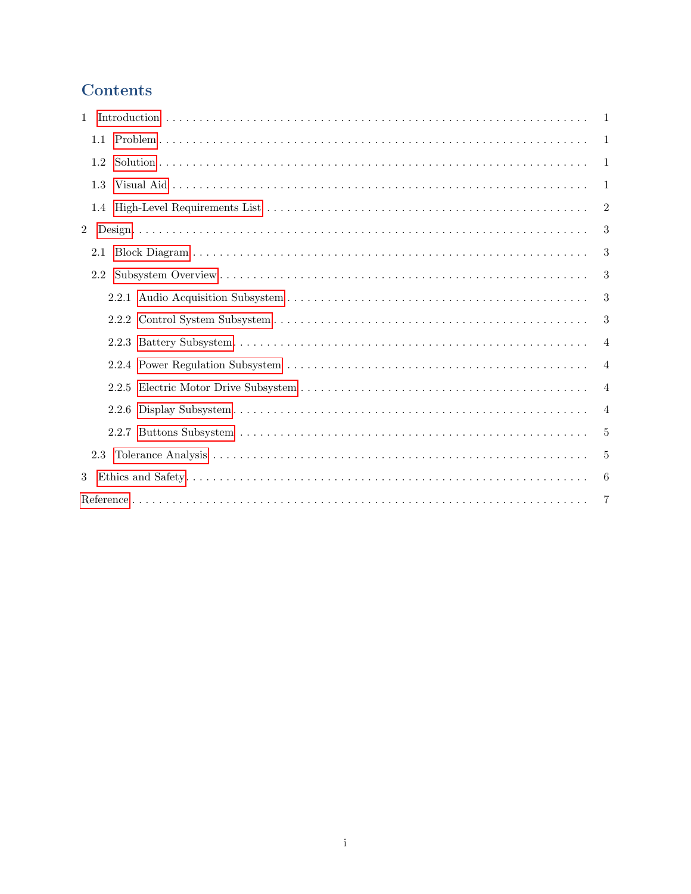# Contents

1 Introduction . . . . . . . . . . . . . . . . . . . . . . . . . . . . . . . . . . . . 1

  1.1 Problem . . . . . . . . . . . . . . . . . . . . . . . . . . . . . . . . . . . . 1

  1.2 Solution . . . . . . . . . . . . . . . . . . . . . . . . . . . . . . . . . . . . 1

  1.3 Visual Aid . . . . . . . . . . . . . . . . . . . . . . . . . . . . . . . . . . . 1

  1.4 High-Level Requirements List . . . . . . . . . . . . . . . . . . . . . . . . . 2

2 Design . . . . . . . . . . . . . . . . . . . . . . . . . . . . . . . . . . . . . . . 3

  2.1 Block Diagram . . . . . . . . . . . . . . . . . . . . . . . . . . . . . . . . . 3

  2.2 Subsystem Overview . . . . . . . . . . . . . . . . . . . . . . . . . . . . . . 3

    2.2.1 Audio Acquisition Subsystem . . . . . . . . . . . . . . . . . . . . . . . 3

    2.2.2 Control System Subsystem . . . . . . . . . . . . . . . . . . . . . . . . 3

    2.2.3 Battery Subsystem . . . . . . . . . . . . . . . . . . . . . . . . . . . . 4

    2.2.4 Power Regulation Subsystem . . . . . . . . . . . . . . . . . . . . . . . 4

    2.2.5 Electric Motor Drive Subsystem . . . . . . . . . . . . . . . . . . . . . . 4

    2.2.6 Display Subsystem . . . . . . . . . . . . . . . . . . . . . . . . . . . . 4

    2.2.7 Buttons Subsystem . . . . . . . . . . . . . . . . . . . . . . . . . . . . 5

  2.3 Tolerance Analysis . . . . . . . . . . . . . . . . . . . . . . . . . . . . . . . 5

3 Ethics and Safety . . . . . . . . . . . . . . . . . . . . . . . . . . . . . . . . . . 6

Reference . . . . . . . . . . . . . . . . . . . . . . . . . . . . . . . . . . . . . . . 7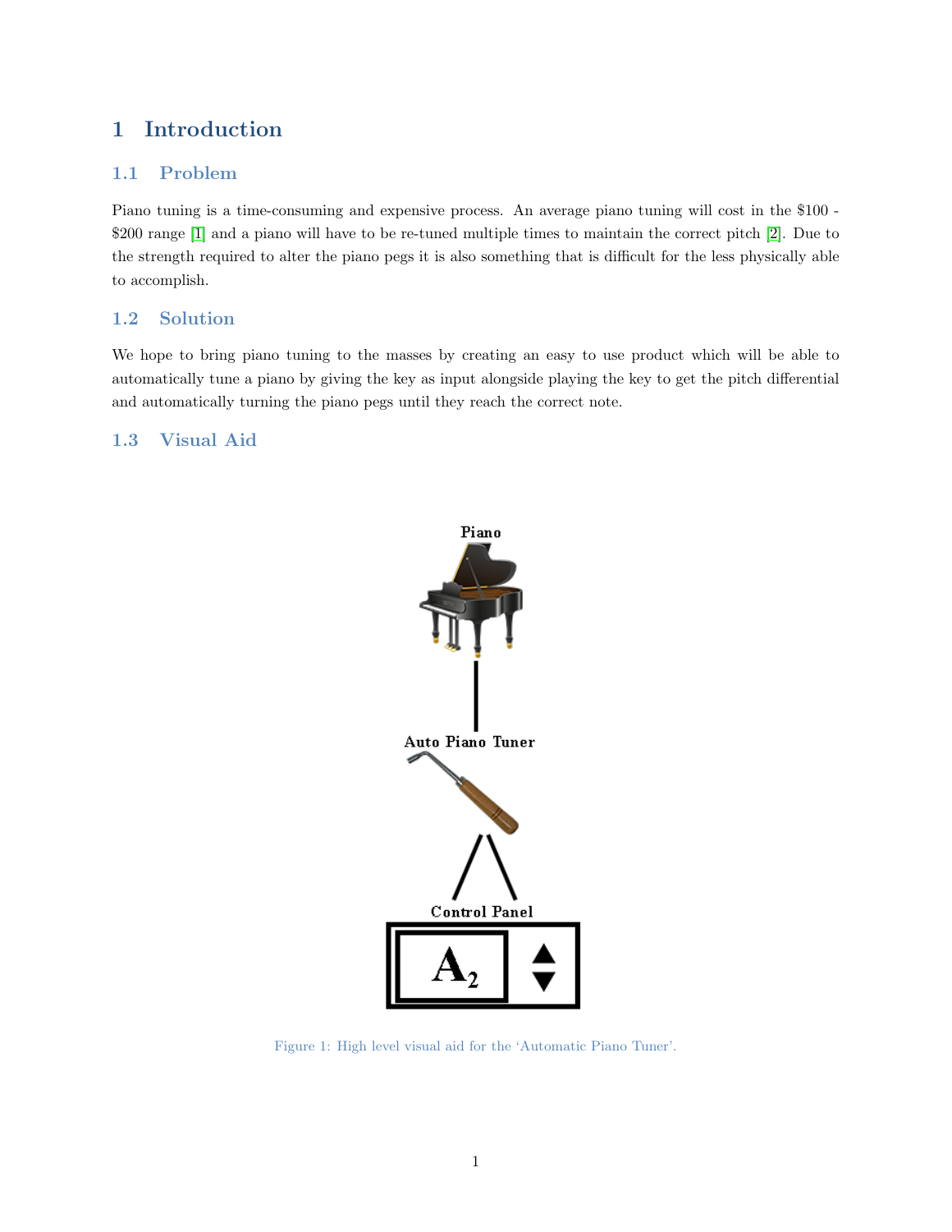# 1 Introduction

## 1.1 Problem

Piano tuning is a time-consuming and expensive process. An average piano tuning will cost in the \$100 - \$200 range [1] and a piano will have to be re-tuned multiple times to maintain the correct pitch [2]. Due to the strength required to alter the piano pegs it is also something that is difficult for the less physically able to accomplish.

## 1.2 Solution

We hope to bring piano tuning to the masses by creating an easy to use product which will be able to automatically tune a piano by giving the key as input alongside playing the key to get the pitch differential and automatically turning the piano pegs until they reach the correct note.

## 1.3 Visual Aid

Figure 1: High level visual aid for the 'Automatic Piano Tuner'.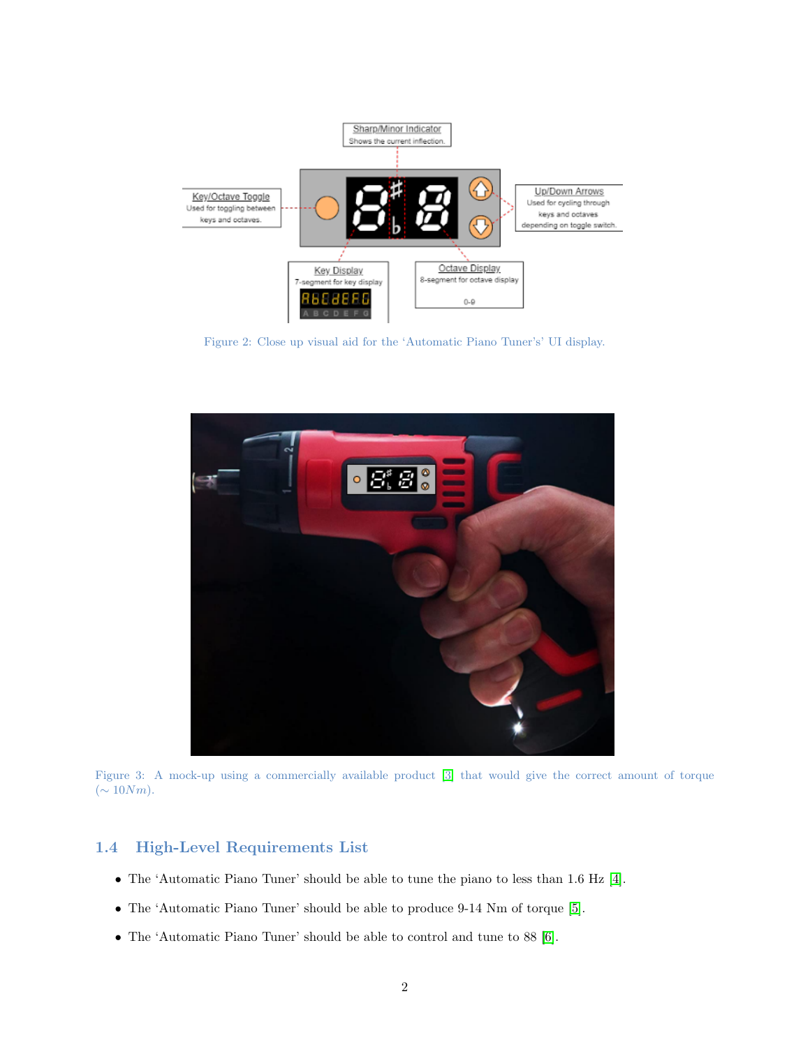Figure 2: Close up visual aid for the 'Automatic Piano Tuner's' UI display.

Figure 3: A mock-up using a commercially available product [3] that would give the correct amount of torque ($\sim 10Nm$).

## 1.4 High-Level Requirements List

- The 'Automatic Piano Tuner' should be able to tune the piano to less than 1.6 Hz [4].
- The 'Automatic Piano Tuner' should be able to produce 9-14 Nm of torque [5].
- The 'Automatic Piano Tuner' should be able to control and tune to 88 [6].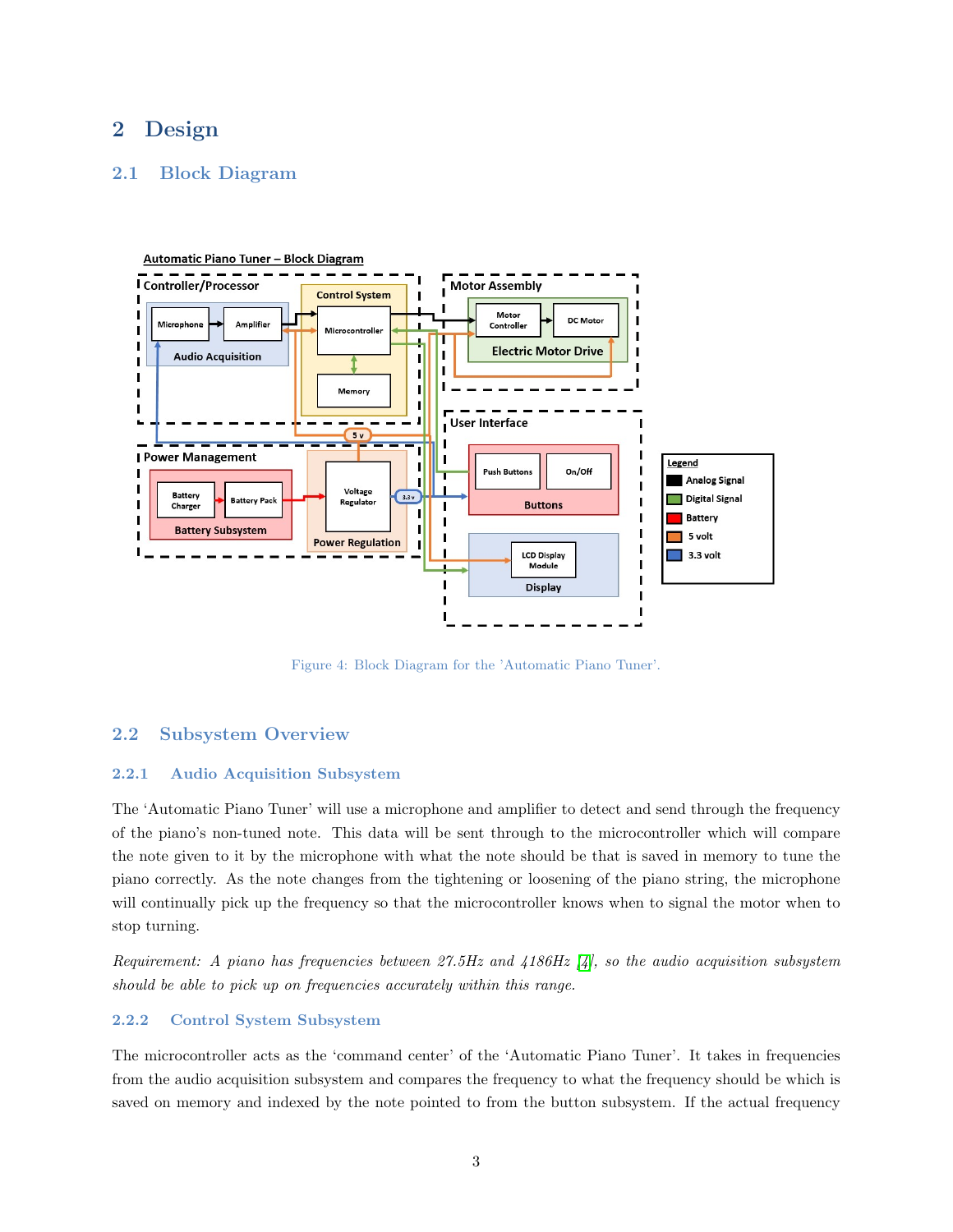## 2 Design

### 2.1 Block Diagram

Figure 4: Block Diagram for the 'Automatic Piano Tuner'.

### 2.2 Subsystem Overview

#### 2.2.1 Audio Acquisition Subsystem

The 'Automatic Piano Tuner' will use a microphone and amplifier to detect and send through the frequency of the piano's non-tuned note. This data will be sent through to the microcontroller which will compare the note given to it by the microphone with what the note should be that is saved in memory to tune the piano correctly. As the note changes from the tightening or loosening of the piano string, the microphone will continually pick up the frequency so that the microcontroller knows when to signal the motor when to stop turning.

*Requirement: A piano has frequencies between 27.5Hz and 4186Hz [4], so the audio acquisition subsystem should be able to pick up on frequencies accurately within this range.*

#### 2.2.2 Control System Subsystem

The microcontroller acts as the 'command center' of the 'Automatic Piano Tuner'. It takes in frequencies from the audio acquisition subsystem and compares the frequency to what the frequency should be which is saved on memory and indexed by the note pointed to from the button subsystem. If the actual frequency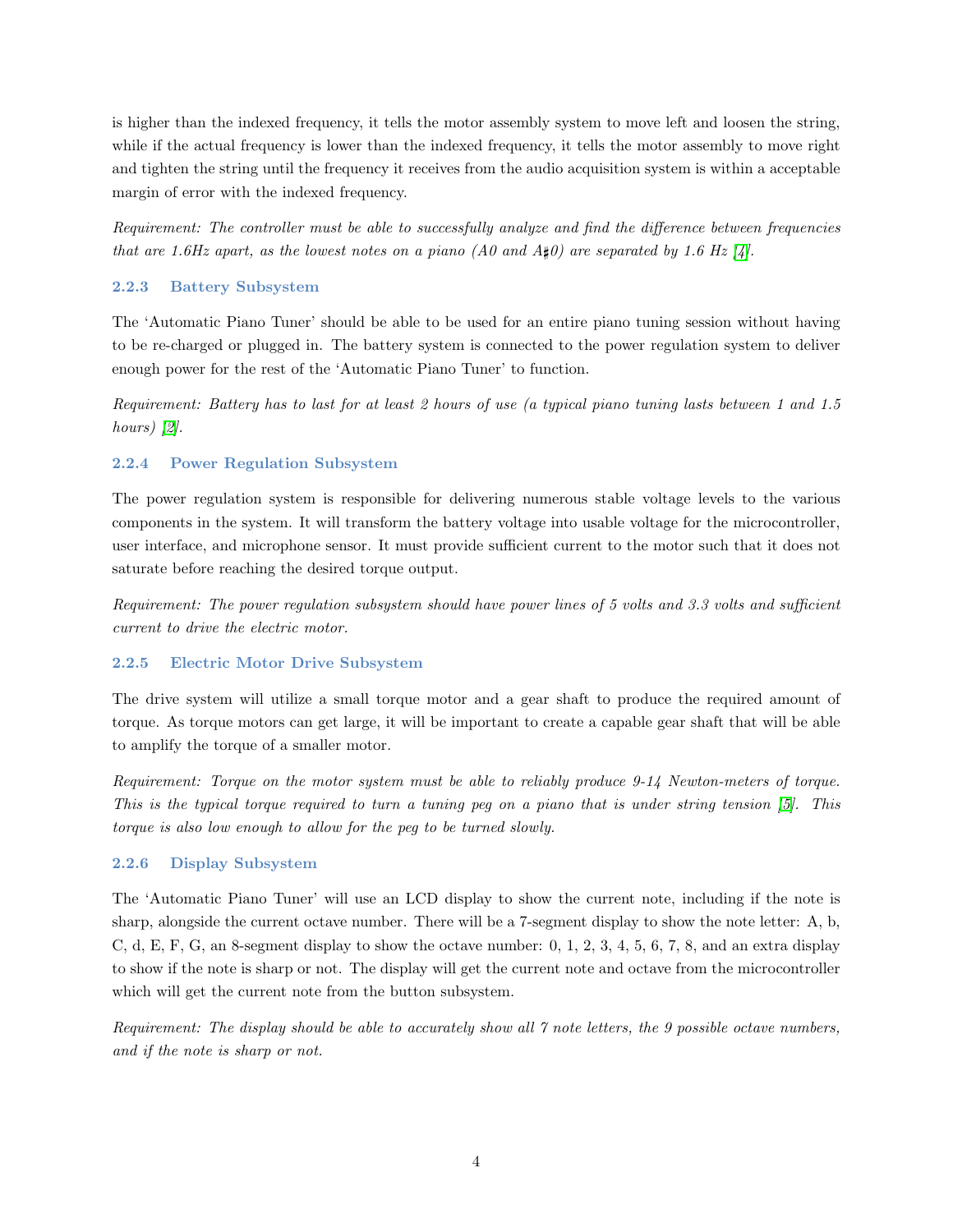is higher than the indexed frequency, it tells the motor assembly system to move left and loosen the string, while if the actual frequency is lower than the indexed frequency, it tells the motor assembly to move right and tighten the string until the frequency it receives from the audio acquisition system is within a acceptable margin of error with the indexed frequency.

*Requirement: The controller must be able to successfully analyze and find the difference between frequencies that are 1.6Hz apart, as the lowest notes on a piano (A0 and A♯0) are separated by 1.6 Hz [4].*

### 2.2.3 Battery Subsystem

The 'Automatic Piano Tuner' should be able to be used for an entire piano tuning session without having to be re-charged or plugged in. The battery system is connected to the power regulation system to deliver enough power for the rest of the 'Automatic Piano Tuner' to function.

*Requirement: Battery has to last for at least 2 hours of use (a typical piano tuning lasts between 1 and 1.5 hours) [2].*

### 2.2.4 Power Regulation Subsystem

The power regulation system is responsible for delivering numerous stable voltage levels to the various components in the system. It will transform the battery voltage into usable voltage for the microcontroller, user interface, and microphone sensor. It must provide sufficient current to the motor such that it does not saturate before reaching the desired torque output.

*Requirement: The power regulation subsystem should have power lines of 5 volts and 3.3 volts and sufficient current to drive the electric motor.*

### 2.2.5 Electric Motor Drive Subsystem

The drive system will utilize a small torque motor and a gear shaft to produce the required amount of torque. As torque motors can get large, it will be important to create a capable gear shaft that will be able to amplify the torque of a smaller motor.

*Requirement: Torque on the motor system must be able to reliably produce 9-14 Newton-meters of torque. This is the typical torque required to turn a tuning peg on a piano that is under string tension [5]. This torque is also low enough to allow for the peg to be turned slowly.*

### 2.2.6 Display Subsystem

The 'Automatic Piano Tuner' will use an LCD display to show the current note, including if the note is sharp, alongside the current octave number. There will be a 7-segment display to show the note letter: A, b, C, d, E, F, G, an 8-segment display to show the octave number: 0, 1, 2, 3, 4, 5, 6, 7, 8, and an extra display to show if the note is sharp or not. The display will get the current note and octave from the microcontroller which will get the current note from the button subsystem.

*Requirement: The display should be able to accurately show all 7 note letters, the 9 possible octave numbers, and if the note is sharp or not.*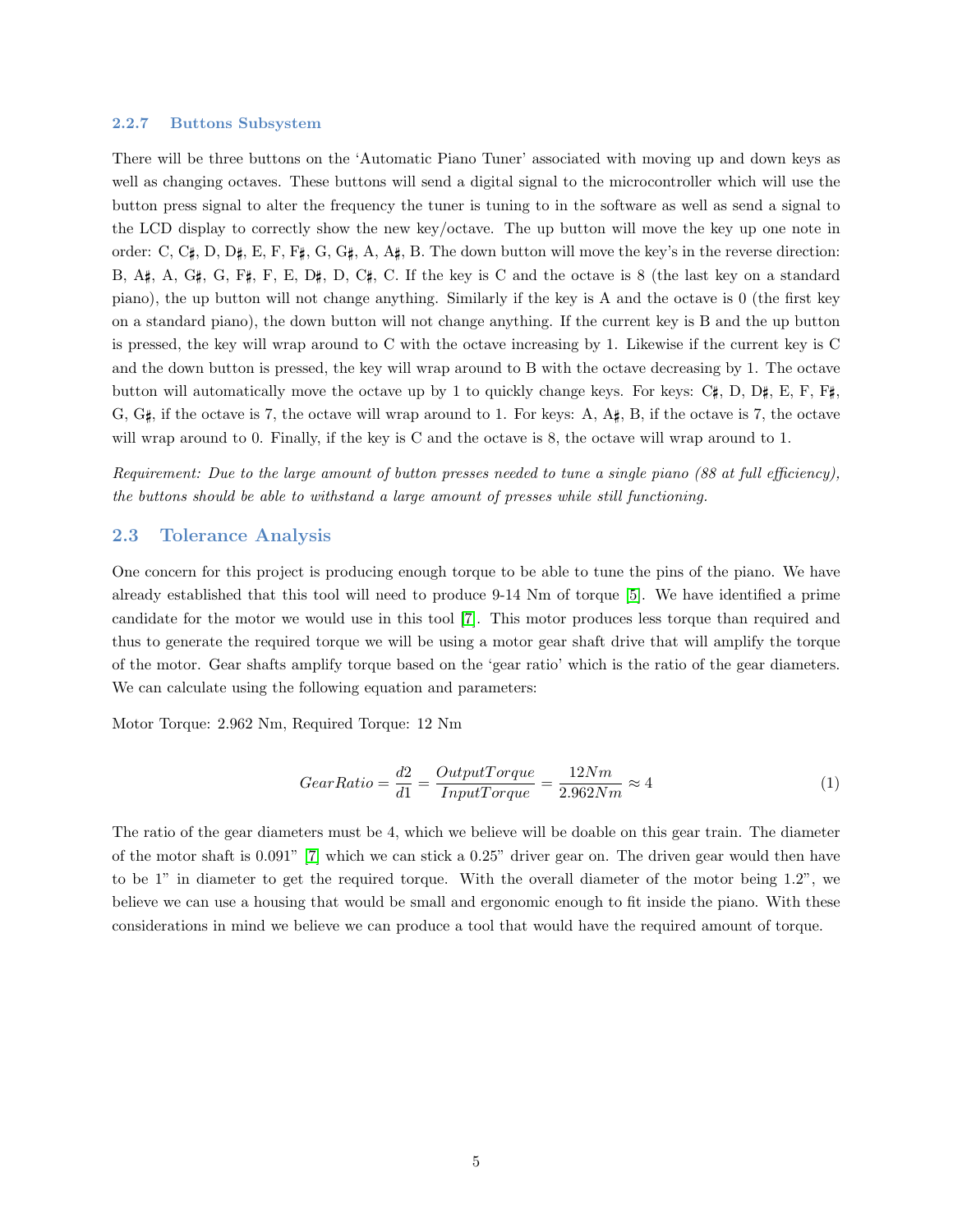#### 2.2.7 Buttons Subsystem

There will be three buttons on the 'Automatic Piano Tuner' associated with moving up and down keys as well as changing octaves. These buttons will send a digital signal to the microcontroller which will use the button press signal to alter the frequency the tuner is tuning to in the software as well as send a signal to the LCD display to correctly show the new key/octave. The up button will move the key up one note in order: C, C♯, D, D♯, E, F, F♯, G, G♯, A, A♯, B. The down button will move the key's in the reverse direction: B, A♯, A, G♯, G, F♯, F, E, D♯, D, C♯, C. If the key is C and the octave is 8 (the last key on a standard piano), the up button will not change anything. Similarly if the key is A and the octave is 0 (the first key on a standard piano), the down button will not change anything. If the current key is B and the up button is pressed, the key will wrap around to C with the octave increasing by 1. Likewise if the current key is C and the down button is pressed, the key will wrap around to B with the octave decreasing by 1. The octave button will automatically move the octave up by 1 to quickly change keys. For keys: C♯, D, D♯, E, F, F♯, G, G♯, if the octave is 7, the octave will wrap around to 1. For keys: A, A♯, B, if the octave is 7, the octave will wrap around to 0. Finally, if the key is C and the octave is 8, the octave will wrap around to 1.

*Requirement: Due to the large amount of button presses needed to tune a single piano (88 at full efficiency), the buttons should be able to withstand a large amount of presses while still functioning.*

### 2.3 Tolerance Analysis

One concern for this project is producing enough torque to be able to tune the pins of the piano. We have already established that this tool will need to produce 9-14 Nm of torque [5]. We have identified a prime candidate for the motor we would use in this tool [7]. This motor produces less torque than required and thus to generate the required torque we will be using a motor gear shaft drive that will amplify the torque of the motor. Gear shafts amplify torque based on the 'gear ratio' which is the ratio of the gear diameters. We can calculate using the following equation and parameters:

Motor Torque: 2.962 Nm, Required Torque: 12 Nm

$$GearRatio = \frac{d2}{d1} = \frac{OutputTorque}{InputTorque} = \frac{12Nm}{2.962Nm} \approx 4 \tag{1}$$

The ratio of the gear diameters must be 4, which we believe will be doable on this gear train. The diameter of the motor shaft is 0.091" [7] which we can stick a 0.25" driver gear on. The driven gear would then have to be 1" in diameter to get the required torque. With the overall diameter of the motor being 1.2", we believe we can use a housing that would be small and ergonomic enough to fit inside the piano. With these considerations in mind we believe we can produce a tool that would have the required amount of torque.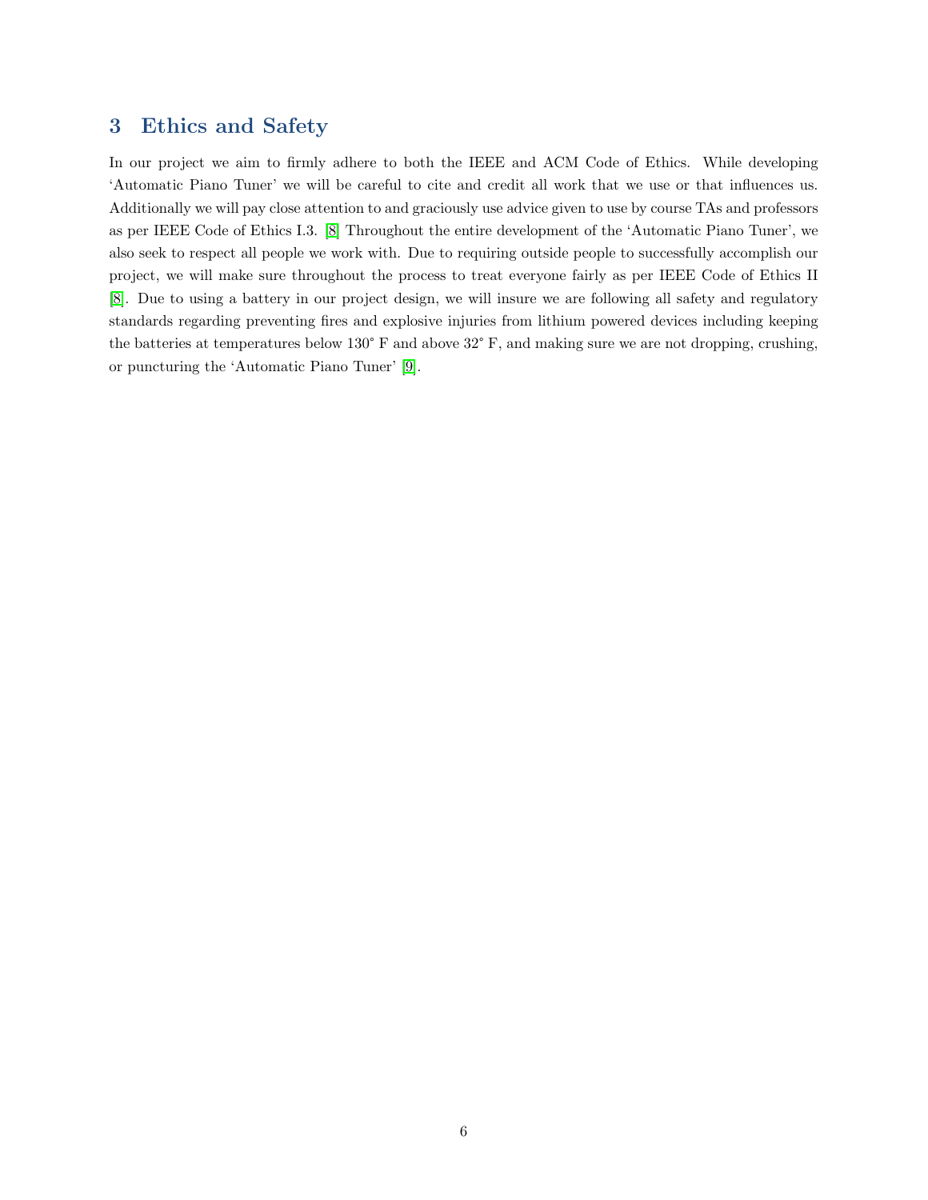## 3 Ethics and Safety

In our project we aim to firmly adhere to both the IEEE and ACM Code of Ethics. While developing 'Automatic Piano Tuner' we will be careful to cite and credit all work that we use or that influences us. Additionally we will pay close attention to and graciously use advice given to use by course TAs and professors as per IEEE Code of Ethics I.3. [8] Throughout the entire development of the 'Automatic Piano Tuner', we also seek to respect all people we work with. Due to requiring outside people to successfully accomplish our project, we will make sure throughout the process to treat everyone fairly as per IEEE Code of Ethics II [8]. Due to using a battery in our project design, we will insure we are following all safety and regulatory standards regarding preventing fires and explosive injuries from lithium powered devices including keeping the batteries at temperatures below 130° F and above 32° F, and making sure we are not dropping, crushing, or puncturing the 'Automatic Piano Tuner' [9].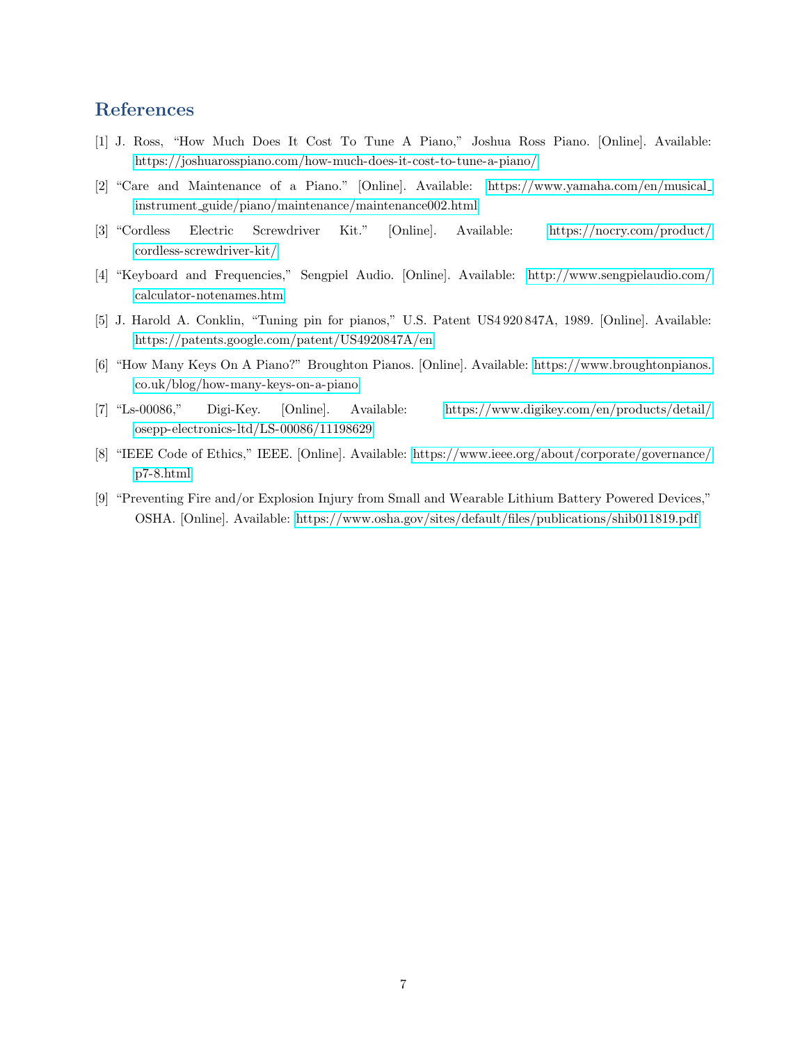## References

[1] J. Ross, "How Much Does It Cost To Tune A Piano," Joshua Ross Piano. [Online]. Available: https://joshuarosspiano.com/how-much-does-it-cost-to-tune-a-piano/

[2] "Care and Maintenance of a Piano." [Online]. Available: https://www.yamaha.com/en/musical_instrument_guide/piano/maintenance/maintenance002.html

[3] "Cordless Electric Screwdriver Kit." [Online]. Available: https://nocry.com/product/cordless-screwdriver-kit/

[4] "Keyboard and Frequencies," Sengpiel Audio. [Online]. Available: http://www.sengpielaudio.com/calculator-notenames.htm

[5] J. Harold A. Conklin, "Tuning pin for pianos," U.S. Patent US4 920 847A, 1989. [Online]. Available: https://patents.google.com/patent/US4920847A/en

[6] "How Many Keys On A Piano?" Broughton Pianos. [Online]. Available: https://www.broughtonpianos.co.uk/blog/how-many-keys-on-a-piano

[7] "Ls-00086," Digi-Key. [Online]. Available: https://www.digikey.com/en/products/detail/osepp-electronics-ltd/LS-00086/11198629

[8] "IEEE Code of Ethics," IEEE. [Online]. Available: https://www.ieee.org/about/corporate/governance/p7-8.html

[9] "Preventing Fire and/or Explosion Injury from Small and Wearable Lithium Battery Powered Devices," OSHA. [Online]. Available: https://www.osha.gov/sites/default/files/publications/shib011819.pdf